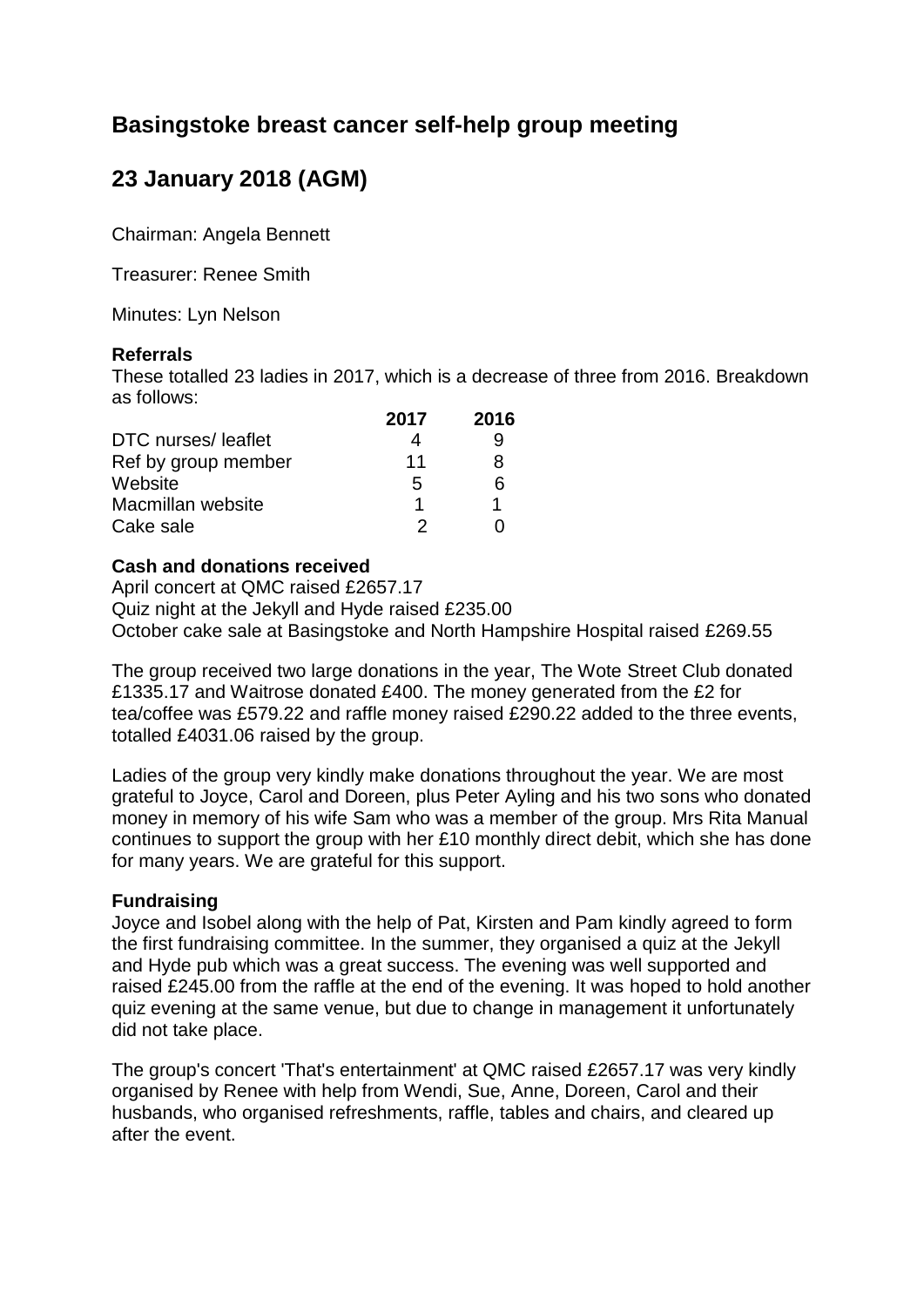# Basingstoke breast cancer self-help group meeting

# 23 January 2018 (AGM)

Chairman: Angela Bennett

Treasurer: Renee Smith

Minutes: Lyn Nelson

**Referrals**

These totalled 23 ladies in 2017, which is a decrease of three from 2016. Breakdown as follows:

| | 2017 | 2016 |
|---|---|---|
| DTC nurses/ leaflet | 4 | 9 |
| Ref by group member | 11 | 8 |
| Website | 5 | 6 |
| Macmillan website | 1 | 1 |
| Cake sale | 2 | 0 |

**Cash and donations received**

April concert at QMC raised £2657.17
Quiz night at the Jekyll and Hyde raised £235.00
October cake sale at Basingstoke and North Hampshire Hospital raised £269.55

The group received two large donations in the year, The Wote Street Club donated £1335.17 and Waitrose donated £400. The money generated from the £2 for tea/coffee was £579.22 and raffle money raised £290.22 added to the three events, totalled £4031.06 raised by the group.

Ladies of the group very kindly make donations throughout the year. We are most grateful to Joyce, Carol and Doreen, plus Peter Ayling and his two sons who donated money in memory of his wife Sam who was a member of the group. Mrs Rita Manual continues to support the group with her £10 monthly direct debit, which she has done for many years. We are grateful for this support.

**Fundraising**

Joyce and Isobel along with the help of Pat, Kirsten and Pam kindly agreed to form the first fundraising committee. In the summer, they organised a quiz at the Jekyll and Hyde pub which was a great success. The evening was well supported and raised £245.00 from the raffle at the end of the evening. It was hoped to hold another quiz evening at the same venue, but due to change in management it unfortunately did not take place.

The group's concert 'That's entertainment' at QMC raised £2657.17 was very kindly organised by Renee with help from Wendi, Sue, Anne, Doreen, Carol and their husbands, who organised refreshments, raffle, tables and chairs, and cleared up after the event.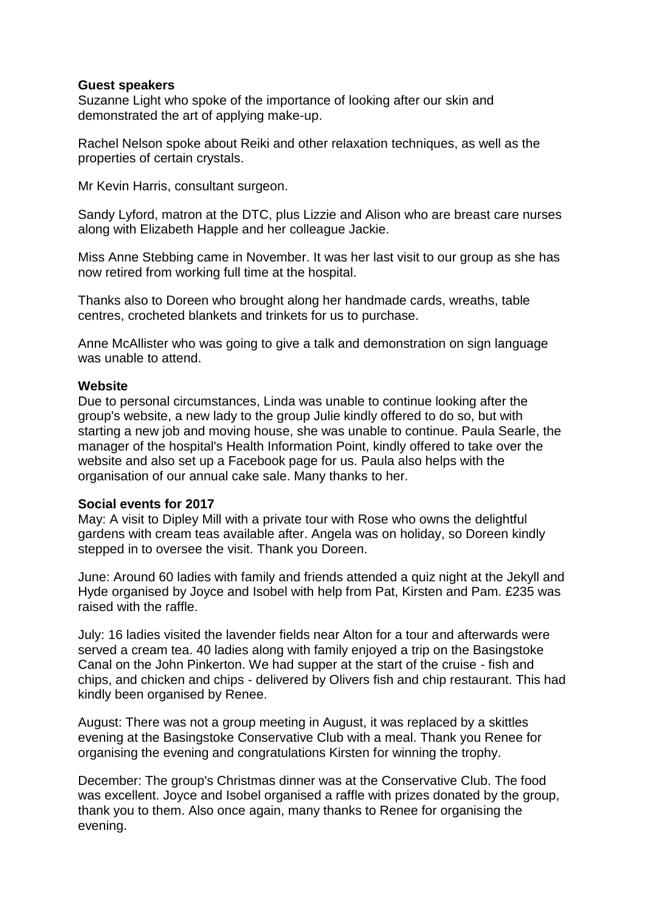**Guest speakers**

Suzanne Light who spoke of the importance of looking after our skin and demonstrated the art of applying make-up.

Rachel Nelson spoke about Reiki and other relaxation techniques, as well as the properties of certain crystals.

Mr Kevin Harris, consultant surgeon.

Sandy Lyford, matron at the DTC, plus Lizzie and Alison who are breast care nurses along with Elizabeth Happle and her colleague Jackie.

Miss Anne Stebbing came in November. It was her last visit to our group as she has now retired from working full time at the hospital.

Thanks also to Doreen who brought along her handmade cards, wreaths, table centres, crocheted blankets and trinkets for us to purchase.

Anne McAllister who was going to give a talk and demonstration on sign language was unable to attend.

**Website**

Due to personal circumstances, Linda was unable to continue looking after the group's website, a new lady to the group Julie kindly offered to do so, but with starting a new job and moving house, she was unable to continue. Paula Searle, the manager of the hospital's Health Information Point, kindly offered to take over the website and also set up a Facebook page for us. Paula also helps with the organisation of our annual cake sale. Many thanks to her.

**Social events for 2017**

May: A visit to Dipley Mill with a private tour with Rose who owns the delightful gardens with cream teas available after. Angela was on holiday, so Doreen kindly stepped in to oversee the visit. Thank you Doreen.

June: Around 60 ladies with family and friends attended a quiz night at the Jekyll and Hyde organised by Joyce and Isobel with help from Pat, Kirsten and Pam. £235 was raised with the raffle.

July: 16 ladies visited the lavender fields near Alton for a tour and afterwards were served a cream tea. 40 ladies along with family enjoyed a trip on the Basingstoke Canal on the John Pinkerton. We had supper at the start of the cruise - fish and chips, and chicken and chips - delivered by Olivers fish and chip restaurant. This had kindly been organised by Renee.

August: There was not a group meeting in August, it was replaced by a skittles evening at the Basingstoke Conservative Club with a meal. Thank you Renee for organising the evening and congratulations Kirsten for winning the trophy.

December: The group's Christmas dinner was at the Conservative Club. The food was excellent. Joyce and Isobel organised a raffle with prizes donated by the group, thank you to them. Also once again, many thanks to Renee for organising the evening.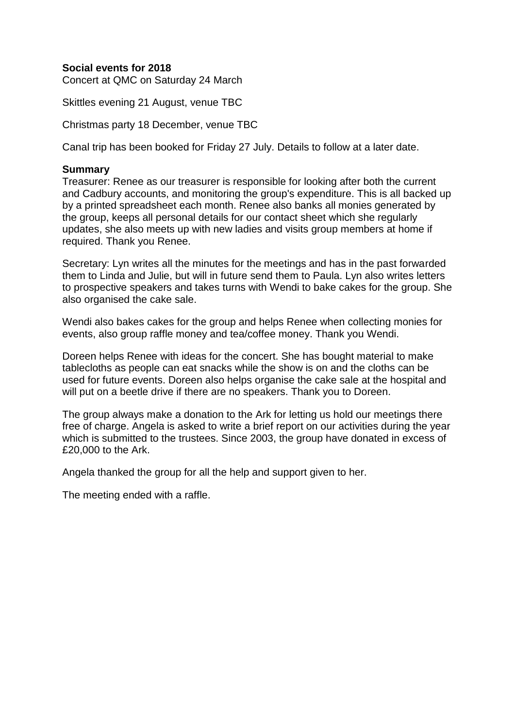**Social events for 2018**

Concert at QMC on Saturday 24 March

Skittles evening 21 August, venue TBC

Christmas party 18 December, venue TBC

Canal trip has been booked for Friday 27 July. Details to follow at a later date.

**Summary**

Treasurer: Renee as our treasurer is responsible for looking after both the current and Cadbury accounts, and monitoring the group's expenditure. This is all backed up by a printed spreadsheet each month. Renee also banks all monies generated by the group, keeps all personal details for our contact sheet which she regularly updates, she also meets up with new ladies and visits group members at home if required. Thank you Renee.

Secretary: Lyn writes all the minutes for the meetings and has in the past forwarded them to Linda and Julie, but will in future send them to Paula. Lyn also writes letters to prospective speakers and takes turns with Wendi to bake cakes for the group. She also organised the cake sale.

Wendi also bakes cakes for the group and helps Renee when collecting monies for events, also group raffle money and tea/coffee money. Thank you Wendi.

Doreen helps Renee with ideas for the concert. She has bought material to make tablecloths as people can eat snacks while the show is on and the cloths can be used for future events. Doreen also helps organise the cake sale at the hospital and will put on a beetle drive if there are no speakers. Thank you to Doreen.

The group always make a donation to the Ark for letting us hold our meetings there free of charge. Angela is asked to write a brief report on our activities during the year which is submitted to the trustees. Since 2003, the group have donated in excess of £20,000 to the Ark.

Angela thanked the group for all the help and support given to her.

The meeting ended with a raffle.